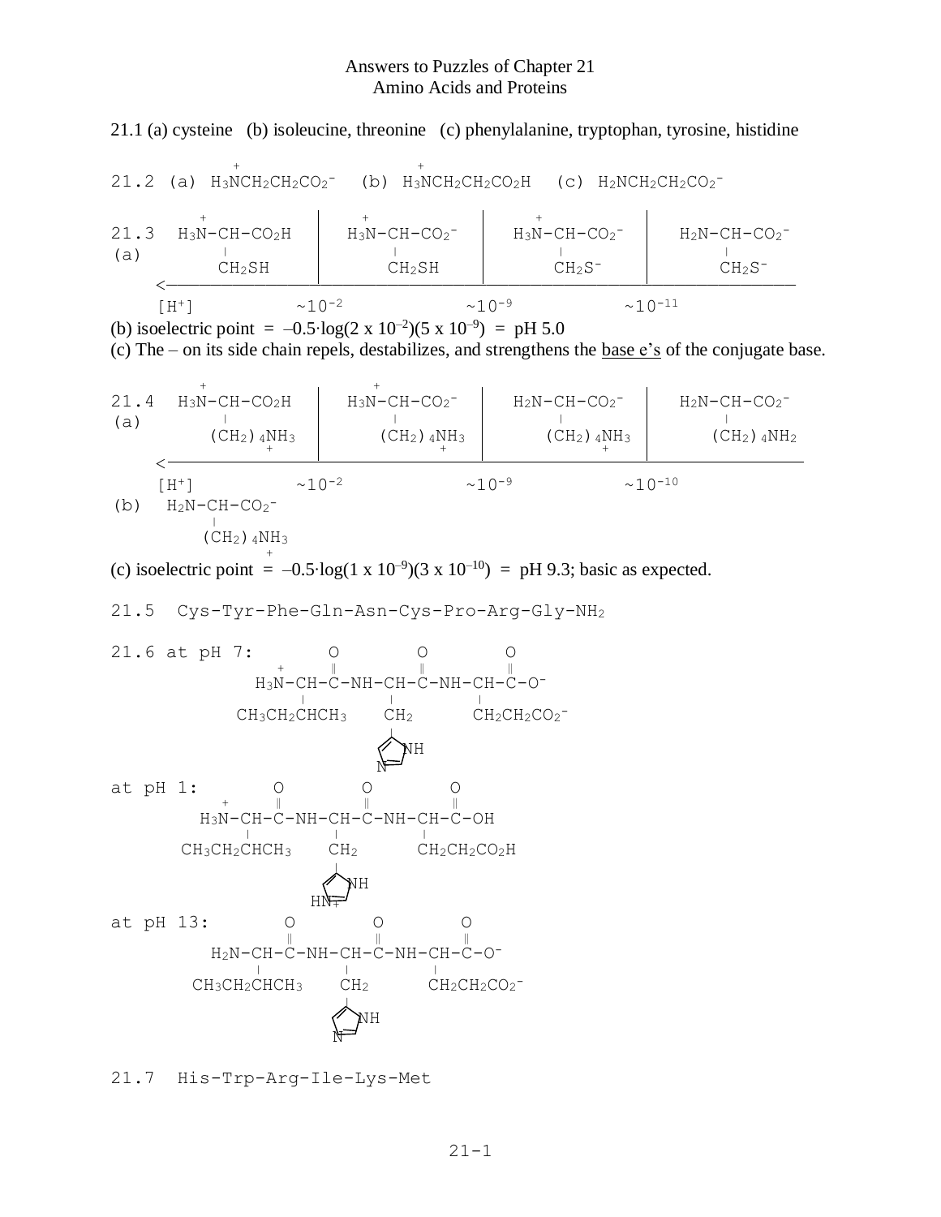# Answers to Puzzles of Chapter 21
## Amino Acids and Proteins

21.1 (a) cysteine (b) isoleucine, threonine (c) phenylalanine, tryptophan, tyrosine, histidine

21.2 (a) $H_3\overset{+}{N}CH_2CH_2CO_2^-$ (b) $H_3\overset{+}{N}CH_2CH_2CO_2H$ (c) $H_2NCH_2CH_2CO_2^-$

21.3 (a)

| $H_3\overset{+}{N}$-CH-$CO_2H$ <br> \| <br> $CH_2SH$ | $H_3\overset{+}{N}$-CH-$CO_2^-$ <br> \| <br> $CH_2SH$ | $H_3\overset{+}{N}$-CH-$CO_2^-$ <br> \| <br> $CH_2S^-$ | $H_2N$-CH-$CO_2^-$ <br> \| <br> $CH_2S^-$ |
|---|---|---|---|

<—————————————————————————

$[H^+]$ ~$10^{-2}$ ~$10^{-9}$ ~$10^{-11}$

(b) isoelectric point = $-0.5\cdot\log(2 \times 10^{-2})(5 \times 10^{-9})$ = pH 5.0

(c) The – on its side chain repels, destabilizes, and strengthens the base e's of the conjugate base.

21.4 (a)

| $H_3\overset{+}{N}$-CH-$CO_2H$ <br> \| <br> $(CH_2)_4\overset{+}{N}H_3$ | $H_3\overset{+}{N}$-CH-$CO_2^-$ <br> \| <br> $(CH_2)_4\overset{+}{N}H_3$ | $H_2N$-CH-$CO_2^-$ <br> \| <br> $(CH_2)_4\overset{+}{N}H_3$ | $H_2N$-CH-$CO_2^-$ <br> \| <br> $(CH_2)_4NH_2$ |
|---|---|---|---|

<—————————————————————————

$[H^+]$ ~$10^{-2}$ ~$10^{-9}$ ~$10^{-10}$

(b) $H_2N$-CH-$CO_2^-$
  |
  $(CH_2)_4\overset{+}{N}H_3$

(c) isoelectric point = $-0.5\cdot\log(1 \times 10^{-9})(3 \times 10^{-10})$ = pH 9.3; basic as expected.

21.5 Cys-Tyr-Phe-Gln-Asn-Cys-Pro-Arg-Gly-$NH_2$

21.6 at pH 7:

```
          O         O         O
    +     ‖         ‖         ‖
  H3N-CH-C-NH-CH-C-NH-CH-C-O-
       |        |        |
 CH3CH2CHCH3   CH2      CH2CH2CO2-
                |
           (imidazole: N, NH)
```

at pH 1:

```
          O         O         O
    +     ‖         ‖         ‖
  H3N-CH-C-NH-CH-C-NH-CH-C-OH
       |        |        |
 CH3CH2CHCH3   CH2      CH2CH2CO2H
                |
           (imidazolium: HN+, NH)
```

at pH 13:

```
          O         O         O
          ‖         ‖         ‖
  H2N-CH-C-NH-CH-C-NH-CH-C-O-
       |        |        |
 CH3CH2CHCH3   CH2      CH2CH2CO2-
                |
           (imidazole: N, NH)
```

21.7 His-Trp-Arg-Ile-Lys-Met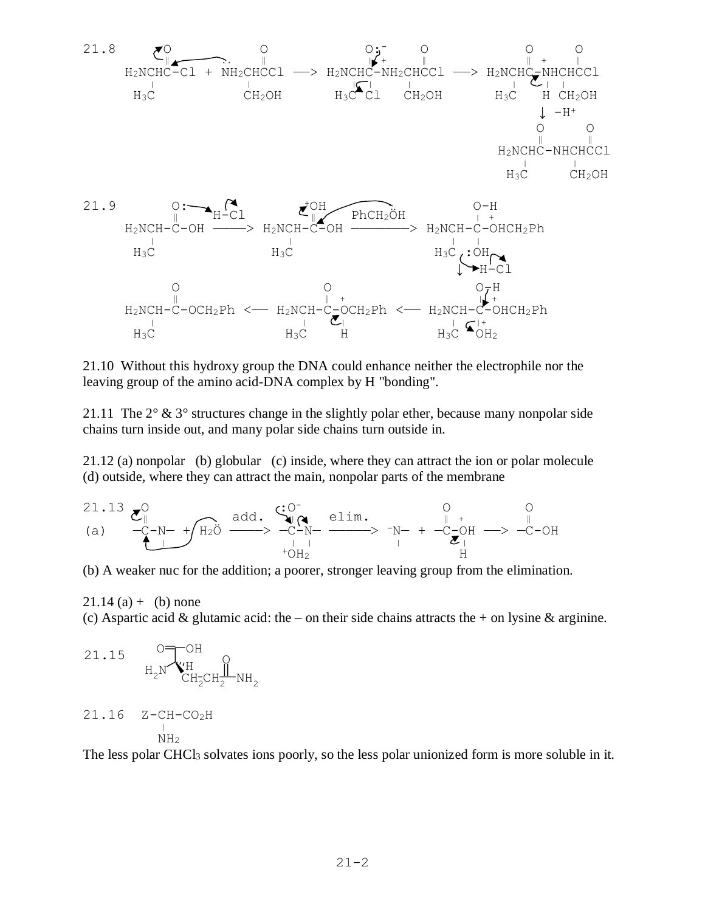21.8

```
  O              O              O:-    O              O      O
  ‖       ..     ‖              | +    ‖              ‖  +   ‖
H2NCHC-Cl + NH2CHCCl ──> H2NCHC-NH2CHCCl ──> H2NCHC-NHCHCCl
  |              |              |  |   |              |  |  |
 H3C           CH2OH          H3C Cl  CH2OH         H3C  H CH2OH
                                                          ↓ -H+
                                                        O      O
                                                        ‖      ‖
                                                   H2NCHC-NHCHCCl
                                                        |      |
                                                       H3C    CH2OH
```

21.9

```
        O:──>H-Cl          +OH                                O-H
        ‖                   ‖            PhCH2ÖH              | +
H2NCH-C-OH ────> H2NCH-C-OH ──────────> H2NCH-C-OHCH2Ph
    |                   |                                 |   |
   H3C                 H3C                               H3C :OH
                                                            ↓ ->H-Cl

        O                   O                          O-H
        ‖                   ‖ +                        | +
H2NCH-C-OCH2Ph <── H2NCH-C-OCH2Ph <── H2NCH-C-OHCH2Ph
    |                   |    |                     |   |+
   H3C                 H3C   H                    H3C  OH2
```

21.10 Without this hydroxy group the DNA could enhance neither the electrophile nor the leaving group of the amino acid-DNA complex by H "bonding".

21.11 The 2° & 3° structures change in the slightly polar ether, because many nonpolar side chains turn inside out, and many polar side chains turn outside in.

21.12 (a) nonpolar (b) globular (c) inside, where they can attract the ion or polar molecule (d) outside, where they can attract the main, nonpolar parts of the membrane

21.13

```
(a)   O                  add.     :O-        elim.                O  +         O
      ‖                            |                              ‖            ‖
     -C-N- + H2Ö ───────> -C-N- ─────────> -N- + -C-OH ──> -C-OH
         |                         |  |          |              |
                                 +OH2                           H
```

(b) A weaker nuc for the addition; a poorer, stronger leaving group from the elimination.

21.14 (a) + (b) none

(c) Aspartic acid & glutamic acid: the – on their side chains attracts the + on lysine & arginine.

21.15

```
   O=C-OH
     |        O
  H2N-C-H     ‖
      CH2CH2-C-NH2
```

21.16

```
Z-CH-CO2H
   |
  NH2
```

The less polar $CHCl_3$ solvates ions poorly, so the less polar unionized form is more soluble in it.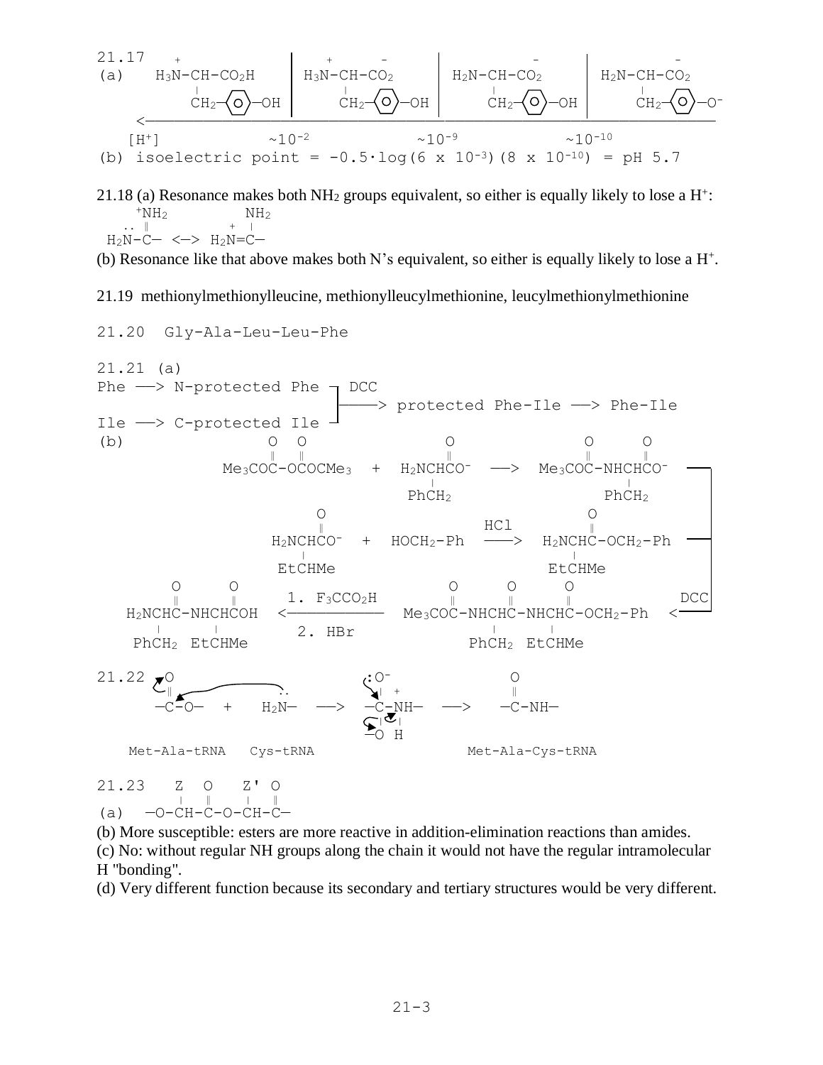21.17

(a)

```
   +                      +       -                 -                 -
H3N-CH-CO2H    |   H3N-CH-CO2     |   H2N-CH-CO2     |   H2N-CH-CO2
   |           |      |           |      |           |      |
   CH2-(O)-OH  |      CH2-(O)-OH  |      CH2-(O)-OH  |      CH2-(O)-O-
<--------------------------------------------------------------------
[H+]            ~10^-2            ~10^-9            ~10^-10
```

(b) isoelectric point = $-0.5\cdot\log(6 \times 10^{-3})(8 \times 10^{-10})$ = pH 5.7

21.18 (a) Resonance makes both $NH_2$ groups equivalent, so either is equally likely to lose a $H^+$:

```
    +NH2          NH2
 ..  ‖         +   |
H2N-C-  <->  H2N=C-
```

(b) Resonance like that above makes both N's equivalent, so either is equally likely to lose a $H^+$.

21.19 methionylmethionylleucine, methionylleucylmethionine, leucylmethionylmethionine

21.20 Gly-Ala-Leu-Leu-Phe

21.21 (a)

```
Phe --> N-protected Phe -+ DCC
                         |------> protected Phe-Ile --> Phe-Ile
Ile --> C-protected Ile -+
```

(b)

```
          O   O                 O                  O      O
          ‖   ‖                 ‖                  ‖      ‖
    Me3COC-OCOCMe3  +  H2NCHCO-   -->   Me3COC-NHCHCO-
                          |                        |
                          PhCH2                    PhCH2

              O                                   O
              ‖                  HCl              ‖
         H2NCHCO-  +  HOCH2-Ph  ----->  H2NCHC-OCH2-Ph
            |                              |
            EtCHMe                         EtCHMe

      O      O                            O      O      O
      ‖      ‖       1. F3CCO2H           ‖      ‖      ‖                DCC
H2NCHC-NHCHCOH   <-------------    Me3COC-NHCHC-NHCHC-OCH2-Ph   <-----
   |      |          2. HBr                  |      |
   PhCH2  EtCHMe                             PhCH2  EtCHMe
```

21.22

```
   O                        :O-                 O
   ‖             ..          |  +               ‖
  -C-O-    +    H2N-   -->  -C-NH-    -->     -C-NH-
                             |   |
                            -O   H

Met-Ala-tRNA   Cys-tRNA                     Met-Ala-Cys-tRNA
```

21.23

```
        Z  O    Z' O
        |  ‖    |  ‖
(a)  -O-CH-C-O-CH-C-
```

(b) More susceptible: esters are more reactive in addition-elimination reactions than amides.

(c) No: without regular NH groups along the chain it would not have the regular intramolecular H "bonding".

(d) Very different function because its secondary and tertiary structures would be very different.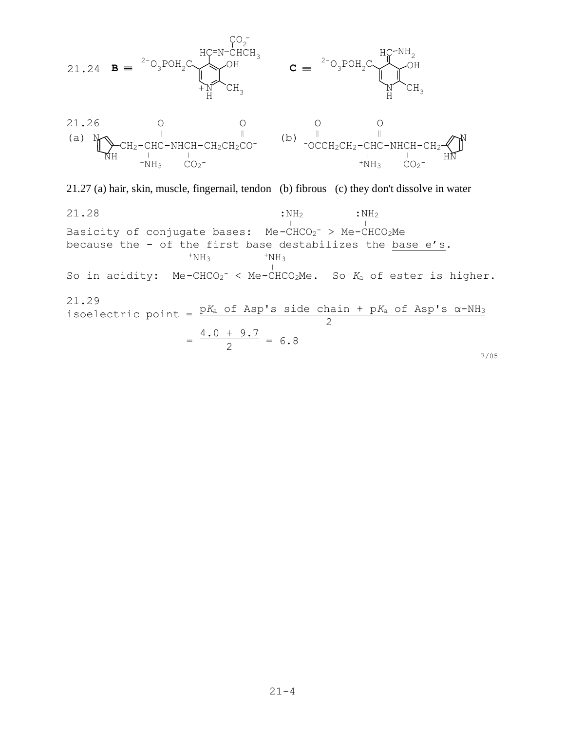21.24 **B** ≡ $^{2-}O_3POH_2C$–(pyridinium ring: $HC{=}N{-}CH(CO_2^-)CH_3$, OH, $CH_3$, $\overset{+}{N}H$)  **C** ≡ $^{2-}O_3POH_2C$–(dihydropyridine ring: $HC{-}NH_2$, OH, $CH_3$, NH)

21.26

(a) (imidazolyl)–$CH_2$–CH($^+NH_3$)–C(=O)–NH–CH($CO_2^-$)–$CH_2CH_2CO^-$(=O)

(b) $^-O$C(=O)$CH_2CH_2$–CH($^+NH_3$)–C(=O)–NH–CH($CO_2^-$)–$CH_2$–(imidazolyl)

21.27 (a) hair, skin, muscle, fingernail, tendon (b) fibrous (c) they don't dissolve in water

21.28

Basicity of conjugate bases: Me-CH($:NH_2$)$CO_2^-$ > Me-CH($:NH_2$)$CO_2$Me

because the - of the first base destabilizes the base e's.

So in acidity: Me-CH($^+NH_3$)$CO_2^-$ < Me-CH($^+NH_3$)$CO_2$Me. So $K_a$ of ester is higher.

21.29

$$\text{isoelectric point} = \frac{\text{p}K_a \text{ of Asp's side chain} + \text{p}K_a \text{ of Asp's } \alpha\text{-NH}_3}{2}$$

$$= \frac{4.0 + 9.7}{2} = 6.8$$

7/05